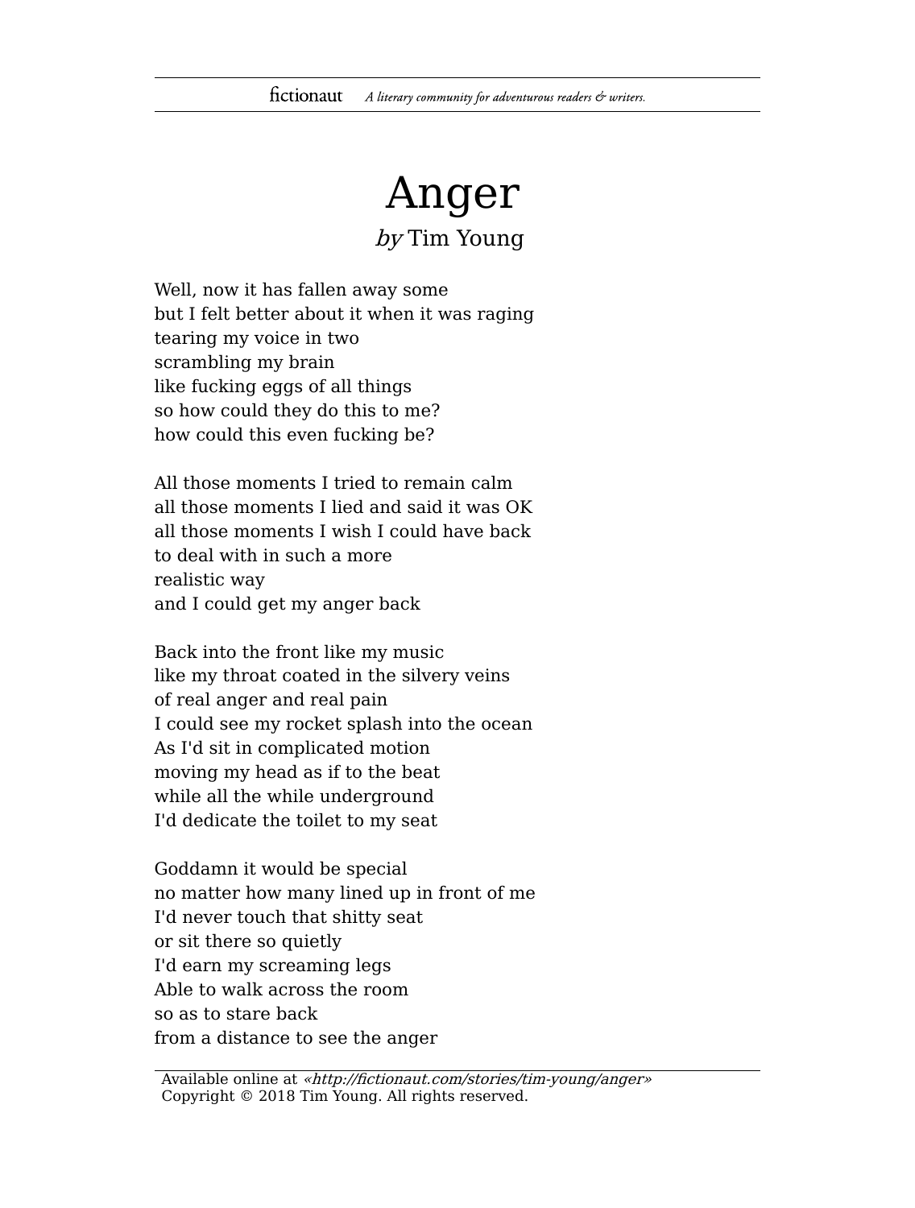# Anger

*by* Tim Young

Well, now it has fallen away some
but I felt better about it when it was raging
tearing my voice in two
scrambling my brain
like fucking eggs of all things
so how could they do this to me?
how could this even fucking be?

All those moments I tried to remain calm
all those moments I lied and said it was OK
all those moments I wish I could have back
to deal with in such a more
realistic way
and I could get my anger back

Back into the front like my music
like my throat coated in the silvery veins
of real anger and real pain
I could see my rocket splash into the ocean
As I'd sit in complicated motion
moving my head as if to the beat
while all the while underground
I'd dedicate the toilet to my seat

Goddamn it would be special
no matter how many lined up in front of me
I'd never touch that shitty seat
or sit there so quietly
I'd earn my screaming legs
Able to walk across the room
so as to stare back
from a distance to see the anger

Available online at *«http://fictionaut.com/stories/tim-young/anger»*
Copyright © 2018 Tim Young. All rights reserved.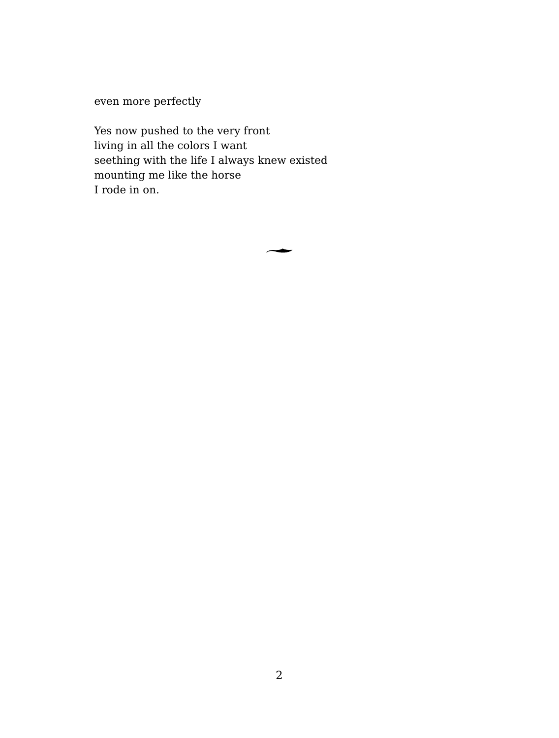even more perfectly

Yes now pushed to the very front  
living in all the colors I want  
seething with the life I always knew existed  
mounting me like the horse  
I rode in on.